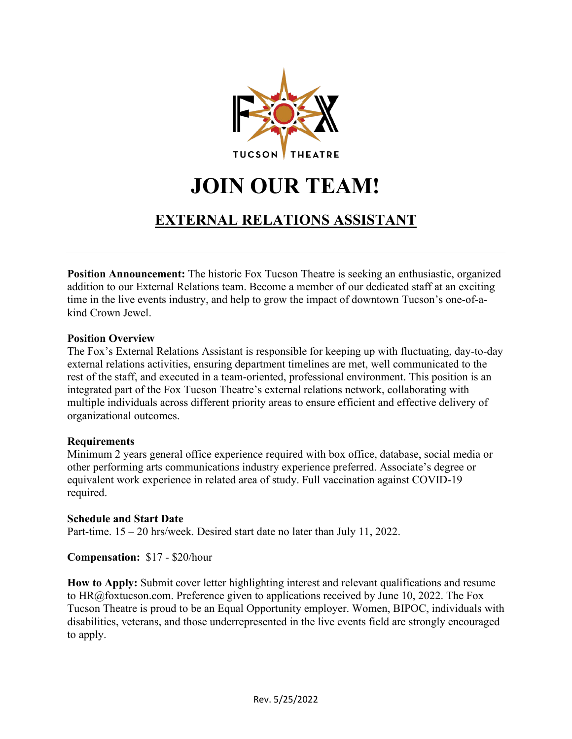FOX TUCSON THEATRE

# JOIN OUR TEAM!

## EXTERNAL RELATIONS ASSISTANT

---

**Position Announcement:** The historic Fox Tucson Theatre is seeking an enthusiastic, organized addition to our External Relations team. Become a member of our dedicated staff at an exciting time in the live events industry, and help to grow the impact of downtown Tucson's one-of-a-kind Crown Jewel.

**Position Overview**

The Fox's External Relations Assistant is responsible for keeping up with fluctuating, day-to-day external relations activities, ensuring department timelines are met, well communicated to the rest of the staff, and executed in a team-oriented, professional environment. This position is an integrated part of the Fox Tucson Theatre's external relations network, collaborating with multiple individuals across different priority areas to ensure efficient and effective delivery of organizational outcomes.

**Requirements**

Minimum 2 years general office experience required with box office, database, social media or other performing arts communications industry experience preferred. Associate's degree or equivalent work experience in related area of study. Full vaccination against COVID-19 required.

**Schedule and Start Date**

Part-time. 15 – 20 hrs/week. Desired start date no later than July 11, 2022.

**Compensation:** $17 - $20/hour

**How to Apply:** Submit cover letter highlighting interest and relevant qualifications and resume to HR@foxtucson.com. Preference given to applications received by June 10, 2022. The Fox Tucson Theatre is proud to be an Equal Opportunity employer. Women, BIPOC, individuals with disabilities, veterans, and those underrepresented in the live events field are strongly encouraged to apply.

Rev. 5/25/2022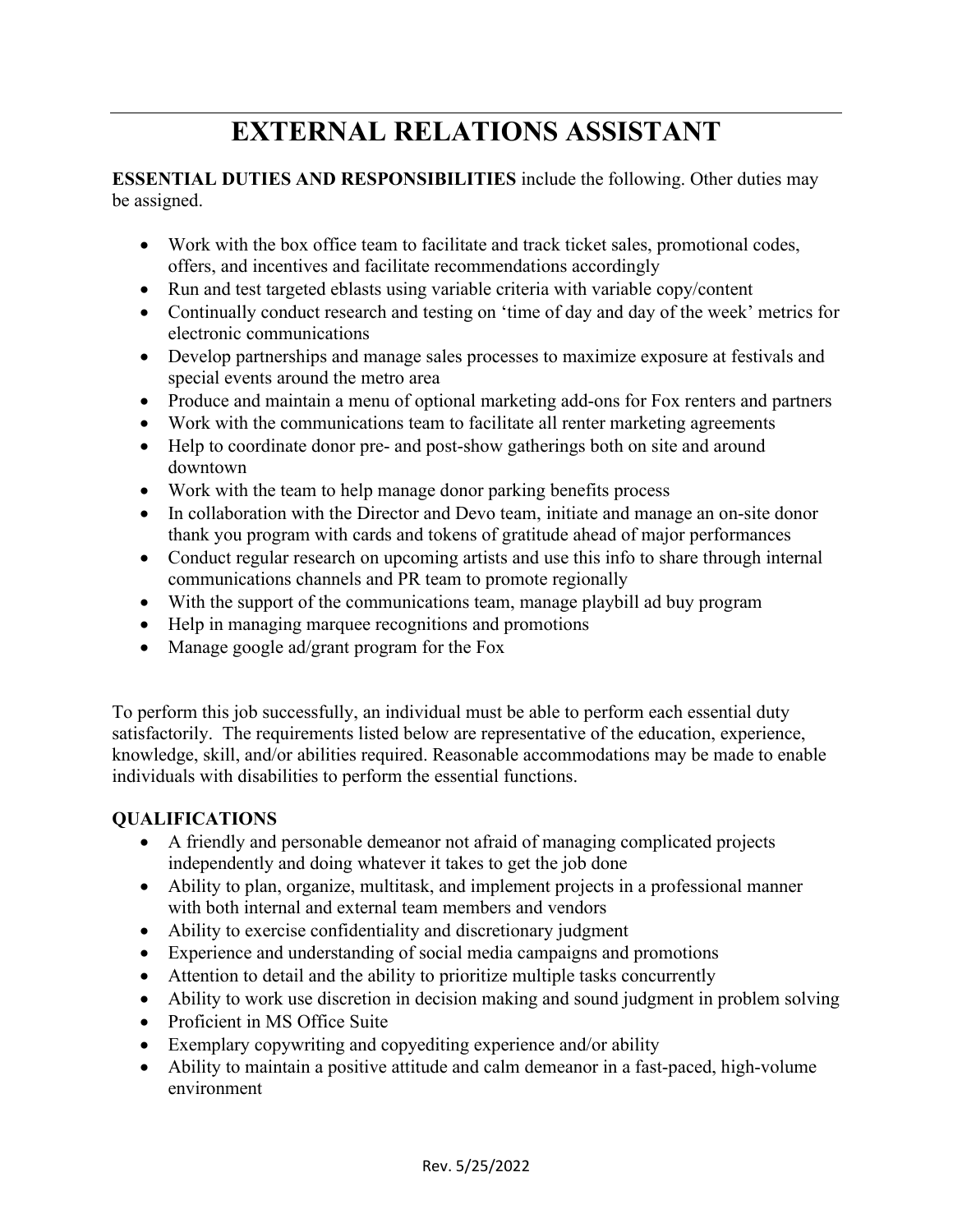# EXTERNAL RELATIONS ASSISTANT

**ESSENTIAL DUTIES AND RESPONSIBILITIES** include the following. Other duties may be assigned.

- Work with the box office team to facilitate and track ticket sales, promotional codes, offers, and incentives and facilitate recommendations accordingly
- Run and test targeted eblasts using variable criteria with variable copy/content
- Continually conduct research and testing on 'time of day and day of the week' metrics for electronic communications
- Develop partnerships and manage sales processes to maximize exposure at festivals and special events around the metro area
- Produce and maintain a menu of optional marketing add-ons for Fox renters and partners
- Work with the communications team to facilitate all renter marketing agreements
- Help to coordinate donor pre- and post-show gatherings both on site and around downtown
- Work with the team to help manage donor parking benefits process
- In collaboration with the Director and Devo team, initiate and manage an on-site donor thank you program with cards and tokens of gratitude ahead of major performances
- Conduct regular research on upcoming artists and use this info to share through internal communications channels and PR team to promote regionally
- With the support of the communications team, manage playbill ad buy program
- Help in managing marquee recognitions and promotions
- Manage google ad/grant program for the Fox

To perform this job successfully, an individual must be able to perform each essential duty satisfactorily. The requirements listed below are representative of the education, experience, knowledge, skill, and/or abilities required. Reasonable accommodations may be made to enable individuals with disabilities to perform the essential functions.

**QUALIFICATIONS**

- A friendly and personable demeanor not afraid of managing complicated projects independently and doing whatever it takes to get the job done
- Ability to plan, organize, multitask, and implement projects in a professional manner with both internal and external team members and vendors
- Ability to exercise confidentiality and discretionary judgment
- Experience and understanding of social media campaigns and promotions
- Attention to detail and the ability to prioritize multiple tasks concurrently
- Ability to work use discretion in decision making and sound judgment in problem solving
- Proficient in MS Office Suite
- Exemplary copywriting and copyediting experience and/or ability
- Ability to maintain a positive attitude and calm demeanor in a fast-paced, high-volume environment

Rev. 5/25/2022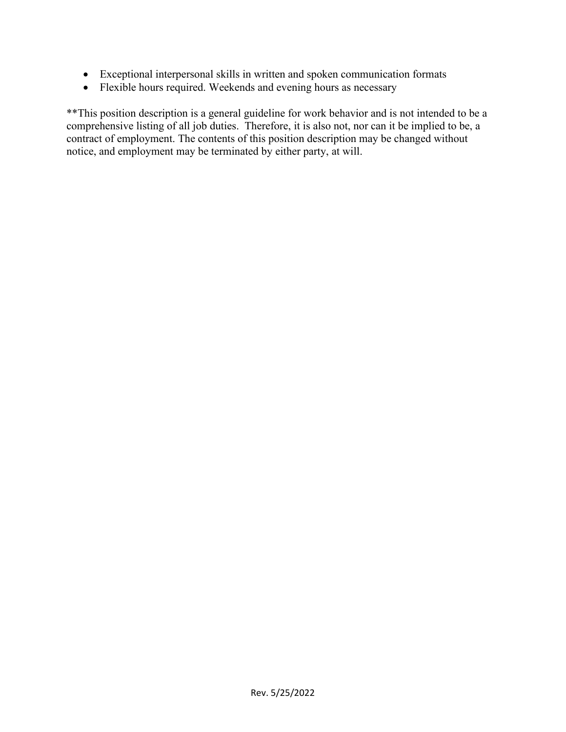- Exceptional interpersonal skills in written and spoken communication formats
- Flexible hours required. Weekends and evening hours as necessary

**This position description is a general guideline for work behavior and is not intended to be a comprehensive listing of all job duties. Therefore, it is also not, nor can it be implied to be, a contract of employment. The contents of this position description may be changed without notice, and employment may be terminated by either party, at will.

Rev. 5/25/2022